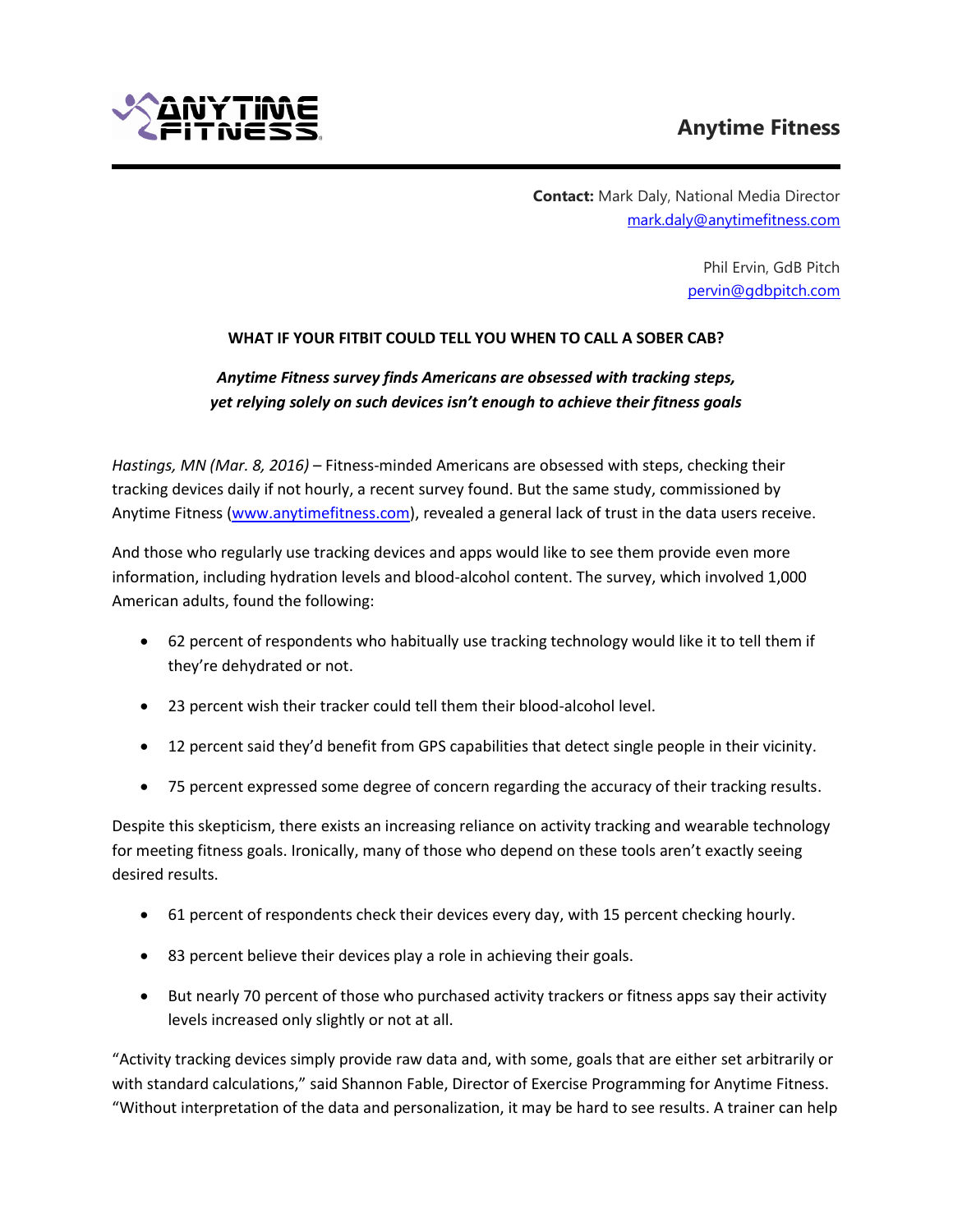**Anytime Fitness**

**Contact:** Mark Daly, National Media Director
mark.daly@anytimefitness.com

Phil Ervin, GdB Pitch
pervin@gdbpitch.com

**WHAT IF YOUR FITBIT COULD TELL YOU WHEN TO CALL A SOBER CAB?**

***Anytime Fitness survey finds Americans are obsessed with tracking steps, yet relying solely on such devices isn't enough to achieve their fitness goals***

*Hastings, MN (Mar. 8, 2016)* – Fitness-minded Americans are obsessed with steps, checking their tracking devices daily if not hourly, a recent survey found. But the same study, commissioned by Anytime Fitness (www.anytimefitness.com), revealed a general lack of trust in the data users receive.

And those who regularly use tracking devices and apps would like to see them provide even more information, including hydration levels and blood-alcohol content. The survey, which involved 1,000 American adults, found the following:

- 62 percent of respondents who habitually use tracking technology would like it to tell them if they're dehydrated or not.
- 23 percent wish their tracker could tell them their blood-alcohol level.
- 12 percent said they'd benefit from GPS capabilities that detect single people in their vicinity.
- 75 percent expressed some degree of concern regarding the accuracy of their tracking results.

Despite this skepticism, there exists an increasing reliance on activity tracking and wearable technology for meeting fitness goals. Ironically, many of those who depend on these tools aren't exactly seeing desired results.

- 61 percent of respondents check their devices every day, with 15 percent checking hourly.
- 83 percent believe their devices play a role in achieving their goals.
- But nearly 70 percent of those who purchased activity trackers or fitness apps say their activity levels increased only slightly or not at all.

"Activity tracking devices simply provide raw data and, with some, goals that are either set arbitrarily or with standard calculations," said Shannon Fable, Director of Exercise Programming for Anytime Fitness. "Without interpretation of the data and personalization, it may be hard to see results. A trainer can help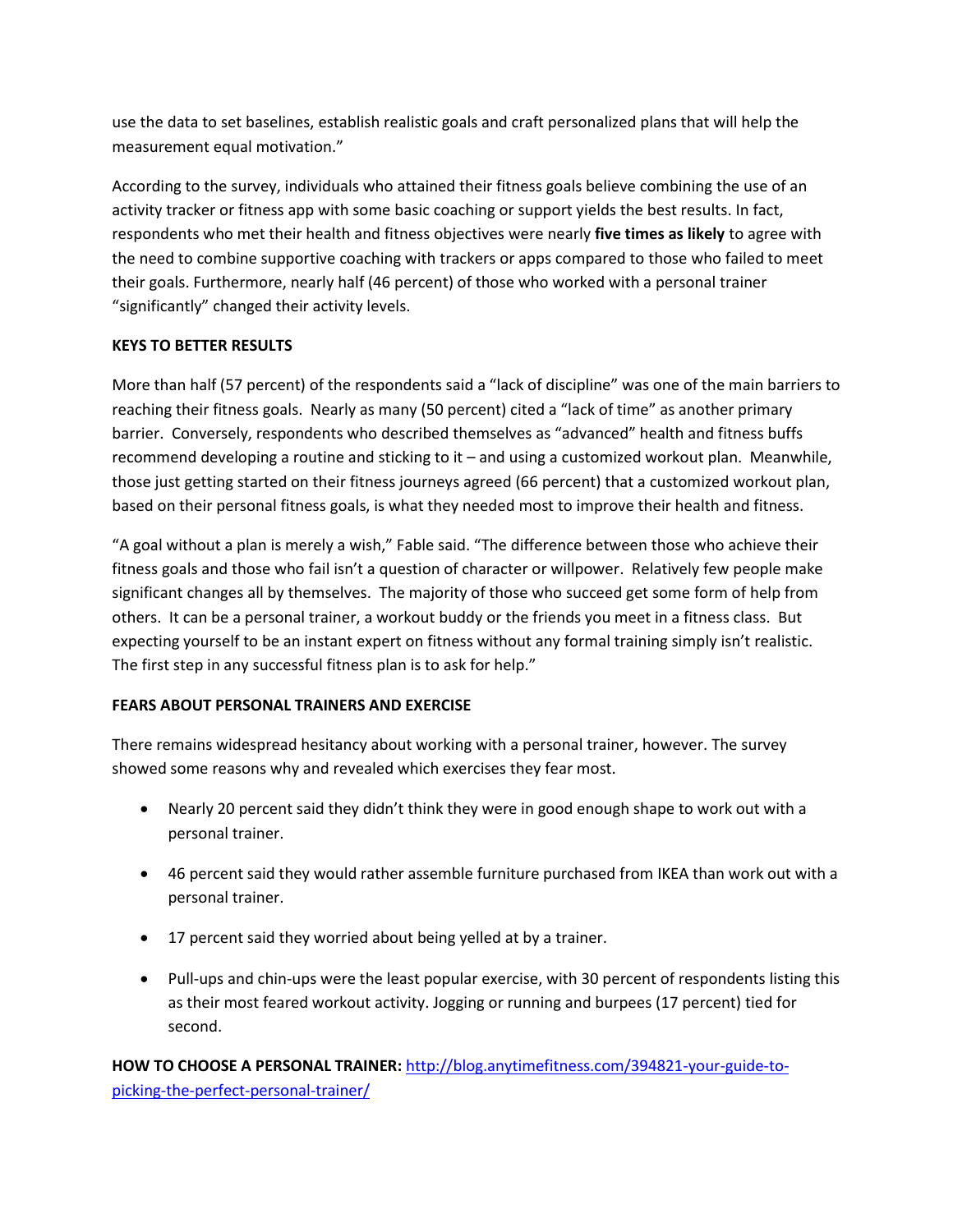use the data to set baselines, establish realistic goals and craft personalized plans that will help the measurement equal motivation."

According to the survey, individuals who attained their fitness goals believe combining the use of an activity tracker or fitness app with some basic coaching or support yields the best results. In fact, respondents who met their health and fitness objectives were nearly **five times as likely** to agree with the need to combine supportive coaching with trackers or apps compared to those who failed to meet their goals. Furthermore, nearly half (46 percent) of those who worked with a personal trainer "significantly" changed their activity levels.

**KEYS TO BETTER RESULTS**

More than half (57 percent) of the respondents said a "lack of discipline" was one of the main barriers to reaching their fitness goals. Nearly as many (50 percent) cited a "lack of time" as another primary barrier. Conversely, respondents who described themselves as "advanced" health and fitness buffs recommend developing a routine and sticking to it – and using a customized workout plan. Meanwhile, those just getting started on their fitness journeys agreed (66 percent) that a customized workout plan, based on their personal fitness goals, is what they needed most to improve their health and fitness.

"A goal without a plan is merely a wish," Fable said. "The difference between those who achieve their fitness goals and those who fail isn't a question of character or willpower. Relatively few people make significant changes all by themselves. The majority of those who succeed get some form of help from others. It can be a personal trainer, a workout buddy or the friends you meet in a fitness class. But expecting yourself to be an instant expert on fitness without any formal training simply isn't realistic. The first step in any successful fitness plan is to ask for help."

**FEARS ABOUT PERSONAL TRAINERS AND EXERCISE**

There remains widespread hesitancy about working with a personal trainer, however. The survey showed some reasons why and revealed which exercises they fear most.

- Nearly 20 percent said they didn't think they were in good enough shape to work out with a personal trainer.
- 46 percent said they would rather assemble furniture purchased from IKEA than work out with a personal trainer.
- 17 percent said they worried about being yelled at by a trainer.
- Pull-ups and chin-ups were the least popular exercise, with 30 percent of respondents listing this as their most feared workout activity. Jogging or running and burpees (17 percent) tied for second.

**HOW TO CHOOSE A PERSONAL TRAINER:** [http://blog.anytimefitness.com/394821-your-guide-to-picking-the-perfect-personal-trainer/](http://blog.anytimefitness.com/394821-your-guide-to-picking-the-perfect-personal-trainer/)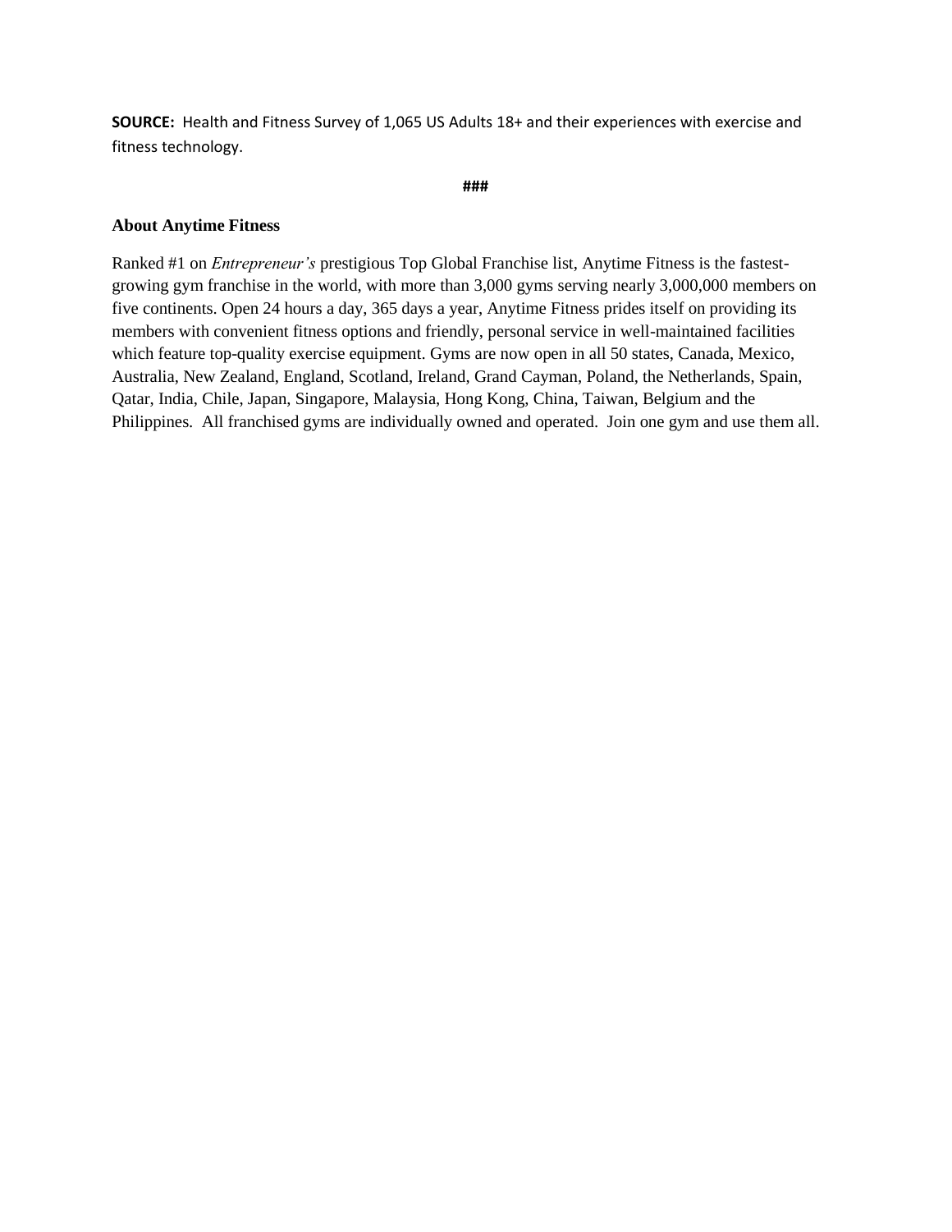**SOURCE:** Health and Fitness Survey of 1,065 US Adults 18+ and their experiences with exercise and fitness technology.

###

**About Anytime Fitness**

Ranked #1 on *Entrepreneur's* prestigious Top Global Franchise list, Anytime Fitness is the fastest-growing gym franchise in the world, with more than 3,000 gyms serving nearly 3,000,000 members on five continents. Open 24 hours a day, 365 days a year, Anytime Fitness prides itself on providing its members with convenient fitness options and friendly, personal service in well-maintained facilities which feature top-quality exercise equipment. Gyms are now open in all 50 states, Canada, Mexico, Australia, New Zealand, England, Scotland, Ireland, Grand Cayman, Poland, the Netherlands, Spain, Qatar, India, Chile, Japan, Singapore, Malaysia, Hong Kong, China, Taiwan, Belgium and the Philippines. All franchised gyms are individually owned and operated. Join one gym and use them all.